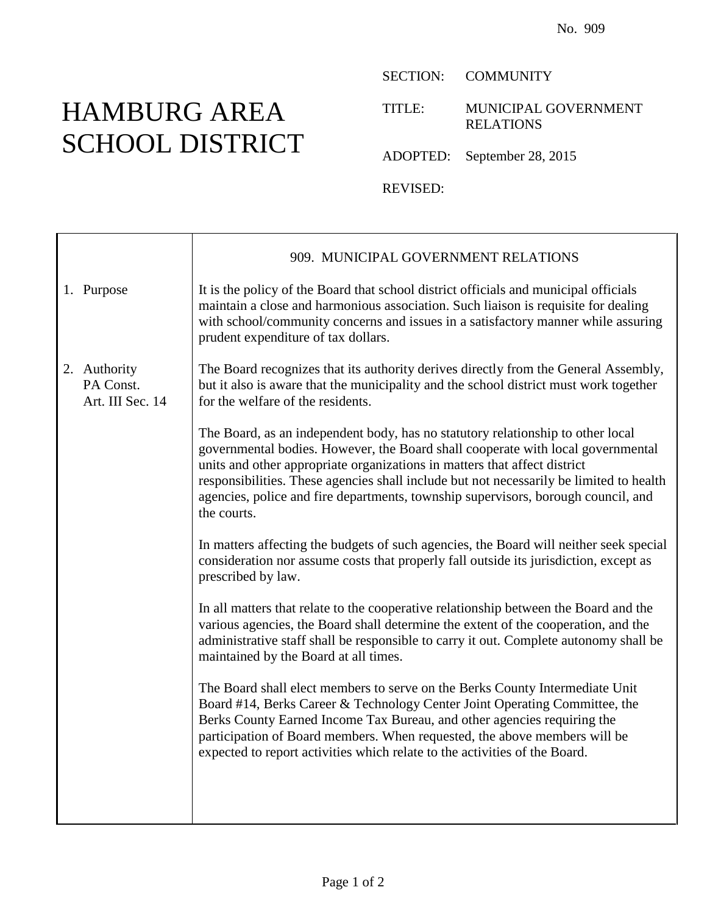No. 909

# HAMBURG AREA SCHOOL DISTRICT

SECTION: COMMUNITY

TITLE: MUNICIPAL GOVERNMENT RELATIONS

ADOPTED: September 28, 2015

REVISED:

## 909. MUNICIPAL GOVERNMENT RELATIONS

### 1. Purpose

It is the policy of the Board that school district officials and municipal officials maintain a close and harmonious association. Such liaison is requisite for dealing with school/community concerns and issues in a satisfactory manner while assuring prudent expenditure of tax dollars.

### 2. Authority

PA Const. Art. III Sec. 14

The Board recognizes that its authority derives directly from the General Assembly, but it also is aware that the municipality and the school district must work together for the welfare of the residents.

The Board, as an independent body, has no statutory relationship to other local governmental bodies. However, the Board shall cooperate with local governmental units and other appropriate organizations in matters that affect district responsibilities. These agencies shall include but not necessarily be limited to health agencies, police and fire departments, township supervisors, borough council, and the courts.

In matters affecting the budgets of such agencies, the Board will neither seek special consideration nor assume costs that properly fall outside its jurisdiction, except as prescribed by law.

In all matters that relate to the cooperative relationship between the Board and the various agencies, the Board shall determine the extent of the cooperation, and the administrative staff shall be responsible to carry it out. Complete autonomy shall be maintained by the Board at all times.

The Board shall elect members to serve on the Berks County Intermediate Unit Board #14, Berks Career & Technology Center Joint Operating Committee, the Berks County Earned Income Tax Bureau, and other agencies requiring the participation of Board members. When requested, the above members will be expected to report activities which relate to the activities of the Board.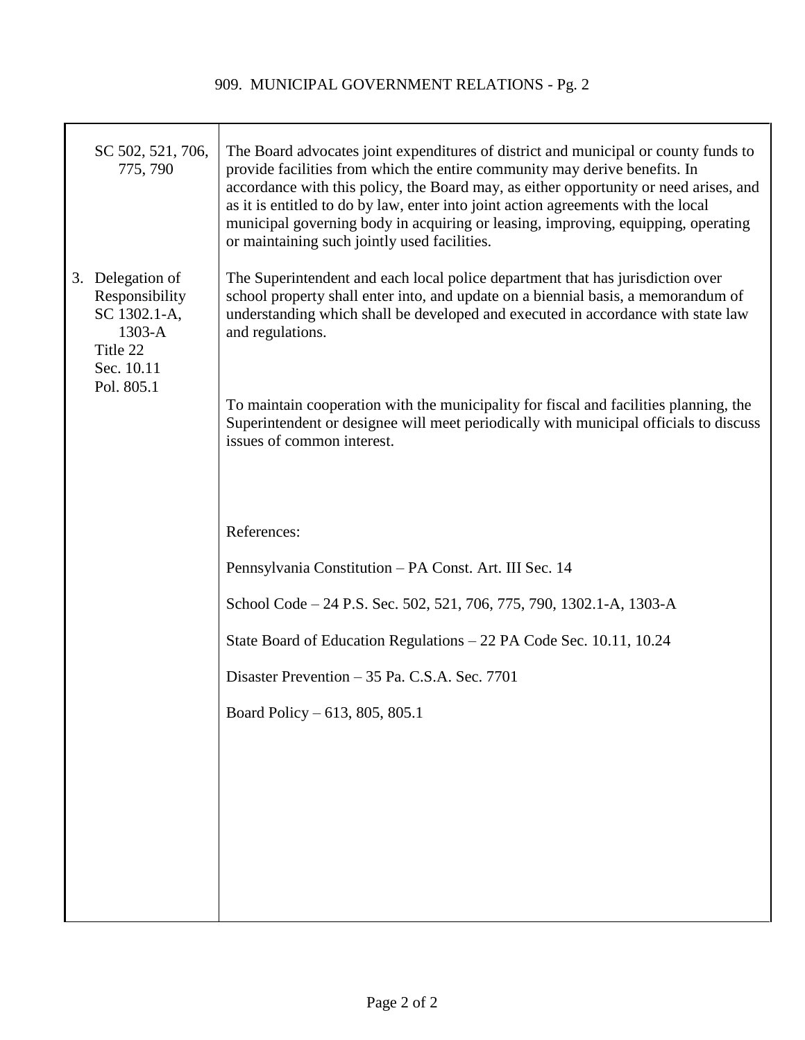| | |
|---|---|
| SC 502, 521, 706, 775, 790 | The Board advocates joint expenditures of district and municipal or county funds to provide facilities from which the entire community may derive benefits. In accordance with this policy, the Board may, as either opportunity or need arises, and as it is entitled to do by law, enter into joint action agreements with the local municipal governing body in acquiring or leasing, improving, equipping, operating or maintaining such jointly used facilities. |
| 3. Delegation of Responsibility<br>SC 1302.1-A, 1303-A<br>Title 22<br>Sec. 10.11<br>Pol. 805.1 | The Superintendent and each local police department that has jurisdiction over school property shall enter into, and update on a biennial basis, a memorandum of understanding which shall be developed and executed in accordance with state law and regulations.<br><br>To maintain cooperation with the municipality for fiscal and facilities planning, the Superintendent or designee will meet periodically with municipal officials to discuss issues of common interest. |

References:

Pennsylvania Constitution – PA Const. Art. III Sec. 14

School Code – 24 P.S. Sec. 502, 521, 706, 775, 790, 1302.1-A, 1303-A

State Board of Education Regulations – 22 PA Code Sec. 10.11, 10.24

Disaster Prevention – 35 Pa. C.S.A. Sec. 7701

Board Policy – 613, 805, 805.1